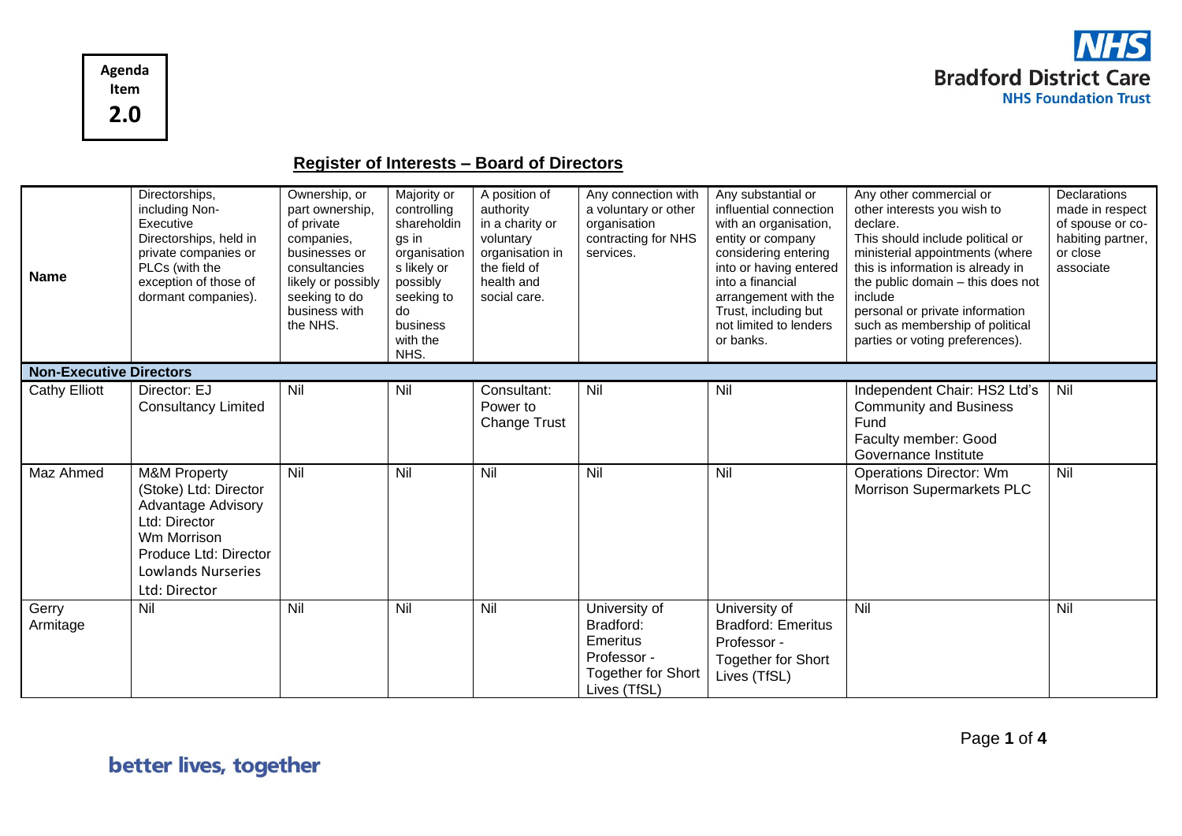Agenda Item **2.0**

**Bradford District Care NHS Foundation Trust**

## Register of Interests – Board of Directors

| Name | Directorships, including Non-Executive Directorships, held in private companies or PLCs (with the exception of those of dormant companies). | Ownership, or part ownership, of private companies, businesses or consultancies likely or possibly seeking to do business with the NHS. | Majority or controlling shareholdings in organisations likely or possibly seeking to do business with the NHS. | A position of authority in a charity or voluntary organisation in the field of health and social care. | Any connection with a voluntary or other organisation contracting for NHS services. | Any substantial or influential connection with an organisation, entity or company considering entering into or having entered into a financial arrangement with the Trust, including but not limited to lenders or banks. | Any other commercial or other interests you wish to declare. This should include political or ministerial appointments (where this is information is already in the public domain – this does not include personal or private information such as membership of political parties or voting preferences). | Declarations made in respect of spouse or co-habiting partner, or close associate |
|---|---|---|---|---|---|---|---|---|
| **Non-Executive Directors** | | | | | | | | |
| Cathy Elliott | Director: EJ Consultancy Limited | Nil | Nil | Consultant: Power to Change Trust | Nil | Nil | Independent Chair: HS2 Ltd's Community and Business Fund<br>Faculty member: Good Governance Institute | Nil |
| Maz Ahmed | M&M Property (Stoke) Ltd: Director<br>Advantage Advisory Ltd: Director<br>Wm Morrison Produce Ltd: Director<br>Lowlands Nurseries Ltd: Director | Nil | Nil | Nil | Nil | Nil | Operations Director: Wm Morrison Supermarkets PLC | Nil |
| Gerry Armitage | Nil | Nil | Nil | Nil | University of Bradford: Emeritus Professor - Together for Short Lives (TfSL) | University of Bradford: Emeritus Professor - Together for Short Lives (TfSL) | Nil | Nil |

better lives, together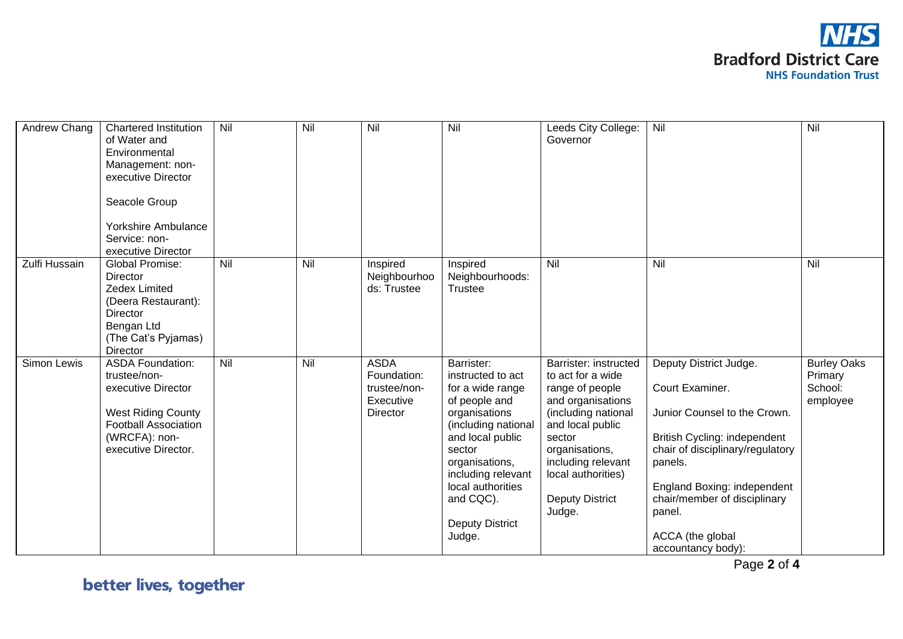| | | | | | | | | |
|---|---|---|---|---|---|---|---|---|
| Andrew Chang | Chartered Institution of Water and Environmental Management: non-executive Director<br><br>Seacole Group<br><br>Yorkshire Ambulance Service: non-executive Director | Nil | Nil | Nil | Nil | Leeds City College: Governor | Nil | Nil |
| Zulfi Hussain | Global Promise: Director<br>Zedex Limited (Deera Restaurant): Director<br>Bengan Ltd (The Cat's Pyjamas) Director | Nil | Nil | Inspired Neighbourhoods: Trustee | Inspired Neighbourhoods: Trustee | Nil | Nil | Nil |
| Simon Lewis | ASDA Foundation: trustee/non-executive Director<br><br>West Riding County Football Association (WRCFA): non-executive Director. | Nil | Nil | ASDA Foundation: trustee/non-Executive Director | Barrister: instructed to act for a wide range of people and organisations (including national and local public sector organisations, including relevant local authorities and CQC).<br><br>Deputy District Judge. | Barrister: instructed to act for a wide range of people and organisations (including national and local public sector organisations, including relevant local authorities)<br><br>Deputy District Judge. | Deputy District Judge.<br><br>Court Examiner.<br><br>Junior Counsel to the Crown.<br><br>British Cycling: independent chair of disciplinary/regulatory panels.<br><br>England Boxing: independent chair/member of disciplinary panel.<br><br>ACCA (the global accountancy body): | Burley Oaks Primary School: employee |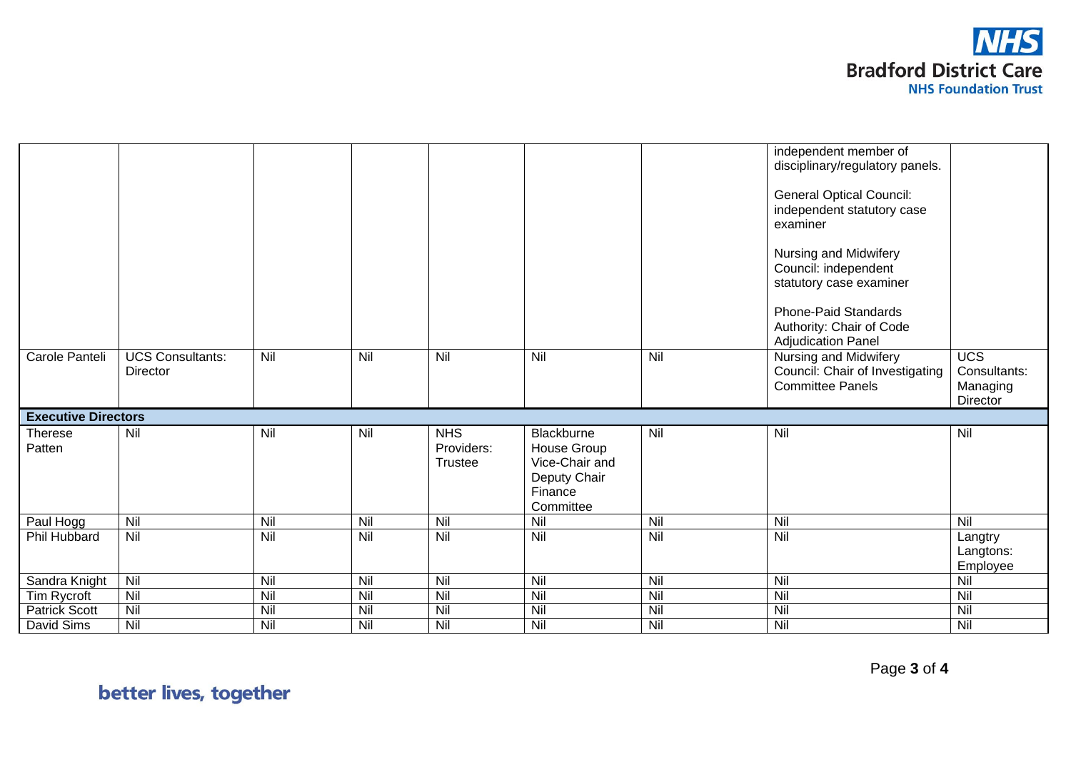|  |  |  |  |  |  |  |  |  |
|---|---|---|---|---|---|---|---|---|
|  |  |  |  |  |  |  | independent member of disciplinary/regulatory panels.<br><br>General Optical Council: independent statutory case examiner<br><br>Nursing and Midwifery Council: independent statutory case examiner<br><br>Phone-Paid Standards Authority: Chair of Code Adjudication Panel |  |
| Carole Panteli | UCS Consultants: Director | Nil | Nil | Nil | Nil | Nil | Nursing and Midwifery Council: Chair of Investigating Committee Panels | UCS Consultants: Managing Director |
| **Executive Directors** |  |  |  |  |  |  |  |  |
| Therese Patten | Nil | Nil | Nil | NHS Providers: Trustee | Blackburne House Group Vice-Chair and Deputy Chair Finance Committee | Nil | Nil | Nil |
| Paul Hogg | Nil | Nil | Nil | Nil | Nil | Nil | Nil | Nil |
| Phil Hubbard | Nil | Nil | Nil | Nil | Nil | Nil | Nil | Langtry Langtons: Employee |
| Sandra Knight | Nil | Nil | Nil | Nil | Nil | Nil | Nil | Nil |
| Tim Rycroft | Nil | Nil | Nil | Nil | Nil | Nil | Nil | Nil |
| Patrick Scott | Nil | Nil | Nil | Nil | Nil | Nil | Nil | Nil |
| David Sims | Nil | Nil | Nil | Nil | Nil | Nil | Nil | Nil |

better lives, together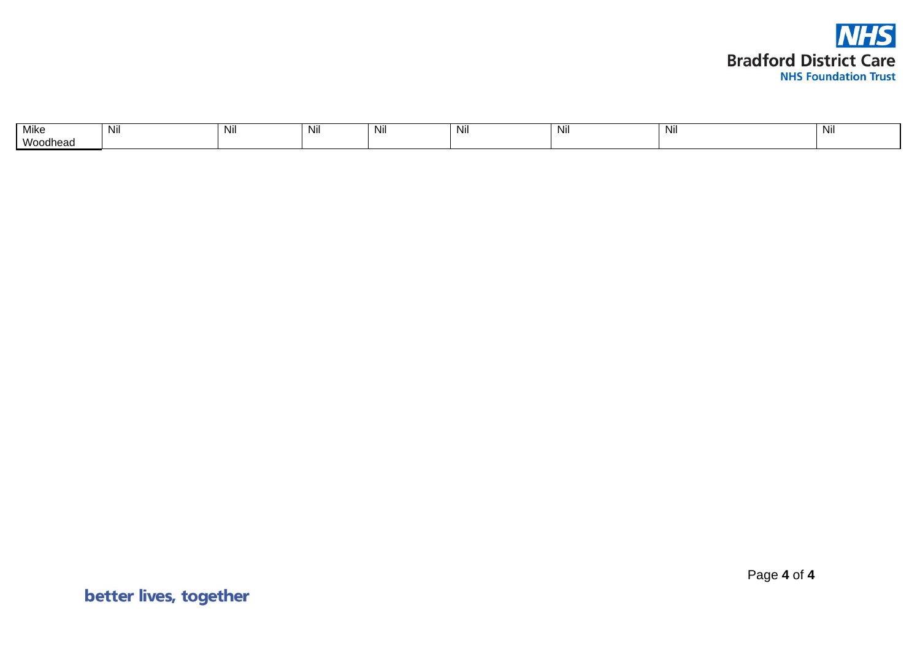| | | | | | | | |
|---|---|---|---|---|---|---|---|
| Mike Woodhead | Nil | Nil | Nil | Nil | Nil | Nil | Nil | Nil |

| | | | | | | | | |
|---|---|---|---|---|---|---|---|---|
| Mike Woodhead | Nil | Nil | Nil | Nil | Nil | Nil | Nil | Nil |